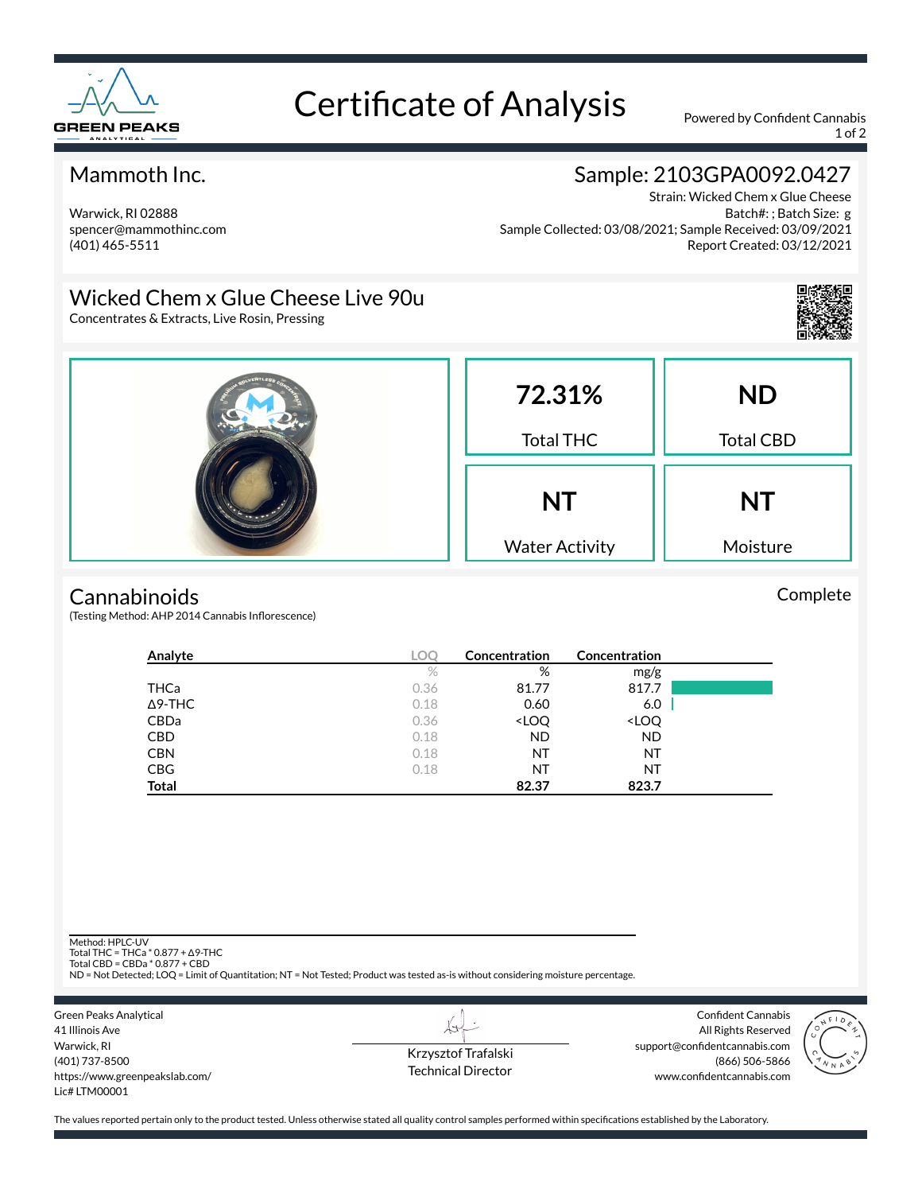# Certificate of Analysis

Powered by Confident Cannabis

## Mammoth Inc.

Warwick, RI 02888
spencer@mammothinc.com
(401) 465-5511

## Sample: 2103GPA0092.0427

Strain: Wicked Chem x Glue Cheese
Batch#: ; Batch Size: g
Sample Collected: 03/08/2021; Sample Received: 03/09/2021
Report Created: 03/12/2021

## Wicked Chem x Glue Cheese Live 90u

Concentrates & Extracts, Live Rosin, Pressing

| 72.31% | ND |
|---|---|
| Total THC | Total CBD |
| **NT** | **NT** |
| Water Activity | Moisture |

## Cannabinoids

Complete

(Testing Method: AHP 2014 Cannabis Inflorescence)

| Analyte | LOQ | Concentration | Concentration |
|---|---|---|---|
| | % | % | mg/g |
| THCa | 0.36 | 81.77 | 817.7 |
| Δ9-THC | 0.18 | 0.60 | 6.0 |
| CBDa | 0.36 | <LOQ | <LOQ |
| CBD | 0.18 | ND | ND |
| CBN | 0.18 | NT | NT |
| CBG | 0.18 | NT | NT |
| **Total** | | **82.37** | **823.7** |

Method: HPLC-UV
Total THC = THCa * 0.877 + Δ9-THC
Total CBD = CBDa * 0.877 + CBD
ND = Not Detected; LOQ = Limit of Quantitation; NT = Not Tested; Product was tested as-is without considering moisture percentage.

Green Peaks Analytical
41 Illinois Ave
Warwick, RI
(401) 737-8500
https://www.greenpeakslab.com/
Lic# LTM00001

Krzysztof Trafalski
Technical Director

Confident Cannabis
All Rights Reserved
support@confidentcannabis.com
(866) 506-5866
www.confidentcannabis.com

The values reported pertain only to the product tested. Unless otherwise stated all quality control samples performed within specifications established by the Laboratory.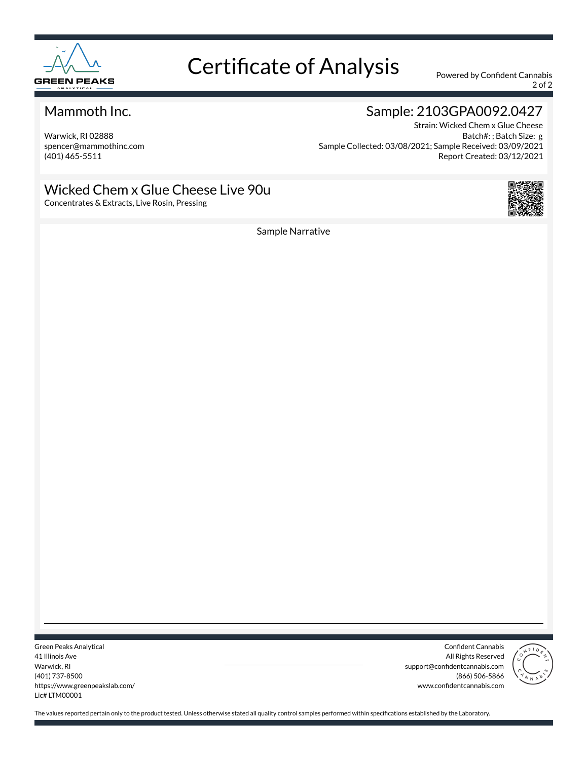# Certificate of Analysis

Powered by Confident Cannabis

## Mammoth Inc.

Warwick, RI 02888
spencer@mammothinc.com
(401) 465-5511

## Sample: 2103GPA0092.0427

Strain: Wicked Chem x Glue Cheese
Batch#: ; Batch Size: g
Sample Collected: 03/08/2021; Sample Received: 03/09/2021
Report Created: 03/12/2021

## Wicked Chem x Glue Cheese Live 90u

Concentrates & Extracts, Live Rosin, Pressing

### Sample Narrative

Green Peaks Analytical
41 Illinois Ave
Warwick, RI
(401) 737-8500
https://www.greenpeakslab.com/
Lic# LTM00001

Confident Cannabis
All Rights Reserved
support@confidentcannabis.com
(866) 506-5866
www.confidentcannabis.com

The values reported pertain only to the product tested. Unless otherwise stated all quality control samples performed within specifications established by the Laboratory.